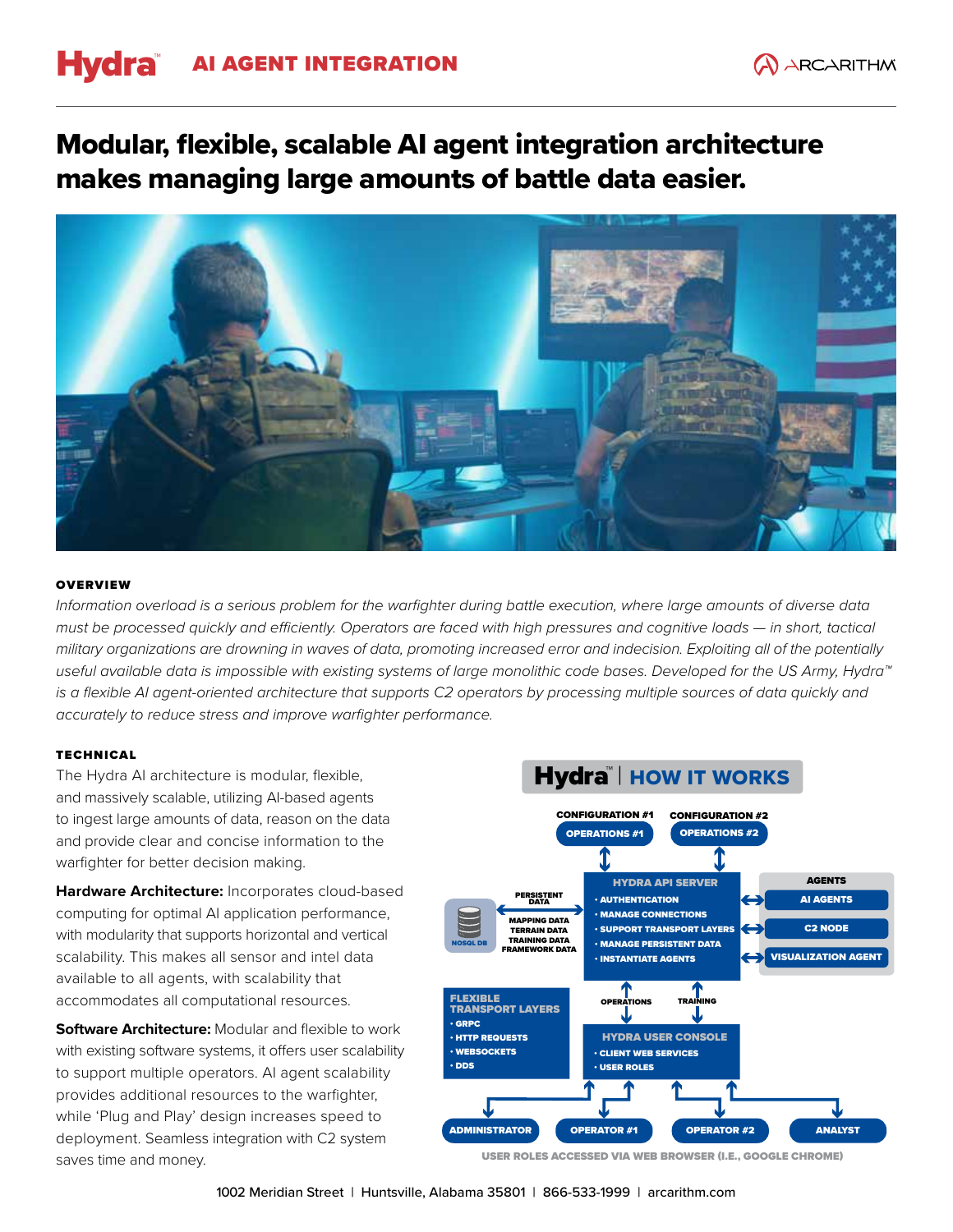# Hydra™ AI AGENT INTEGRATION

ARCARITHM

## Modular, flexible, scalable AI agent integration architecture makes managing large amounts of battle data easier.

### OVERVIEW

*Information overload is a serious problem for the warfighter during battle execution, where large amounts of diverse data must be processed quickly and efficiently. Operators are faced with high pressures and cognitive loads — in short, tactical military organizations are drowning in waves of data, promoting increased error and indecision. Exploiting all of the potentially useful available data is impossible with existing systems of large monolithic code bases. Developed for the US Army, Hydra™ is a flexible AI agent-oriented architecture that supports C2 operators by processing multiple sources of data quickly and accurately to reduce stress and improve warfighter performance.*

### TECHNICAL

The Hydra AI architecture is modular, flexible, and massively scalable, utilizing AI-based agents to ingest large amounts of data, reason on the data and provide clear and concise information to the warfighter for better decision making.

**Hardware Architecture:** Incorporates cloud-based computing for optimal AI application performance, with modularity that supports horizontal and vertical scalability. This makes all sensor and intel data available to all agents, with scalability that accommodates all computational resources.

**Software Architecture:** Modular and flexible to work with existing software systems, it offers user scalability to support multiple operators. AI agent scalability provides additional resources to the warfighter, while 'Plug and Play' design increases speed to deployment. Seamless integration with C2 system saves time and money.

### Hydra™ | HOW IT WORKS

- CONFIGURATION #1: OPERATIONS #1
- CONFIGURATION #2: OPERATIONS #2

**HYDRA API SERVER**
- AUTHENTICATION
- MANAGE CONNECTIONS
- SUPPORT TRANSPORT LAYERS
- MANAGE PERSISTENT DATA
- INSTANTIATE AGENTS

**AGENTS**
- AI AGENTS
- C2 NODE
- VISUALIZATION AGENT

**NOSQL DB** — PERSISTENT DATA: MAPPING DATA, TERRAIN DATA, TRAINING DATA, FRAMEWORK DATA

**FLEXIBLE TRANSPORT LAYERS**
- GRPC
- HTTP REQUESTS
- WEBSOCKETS
- DDS

OPERATIONS / TRAINING

**HYDRA USER CONSOLE**
- CLIENT WEB SERVICES
- USER ROLES

ADMINISTRATOR | OPERATOR #1 | OPERATOR #2 | ANALYST

USER ROLES ACCESSED VIA WEB BROWSER (I.E., GOOGLE CHROME)

1002 Meridian Street | Huntsville, Alabama 35801 | 866-533-1999 | arcarithm.com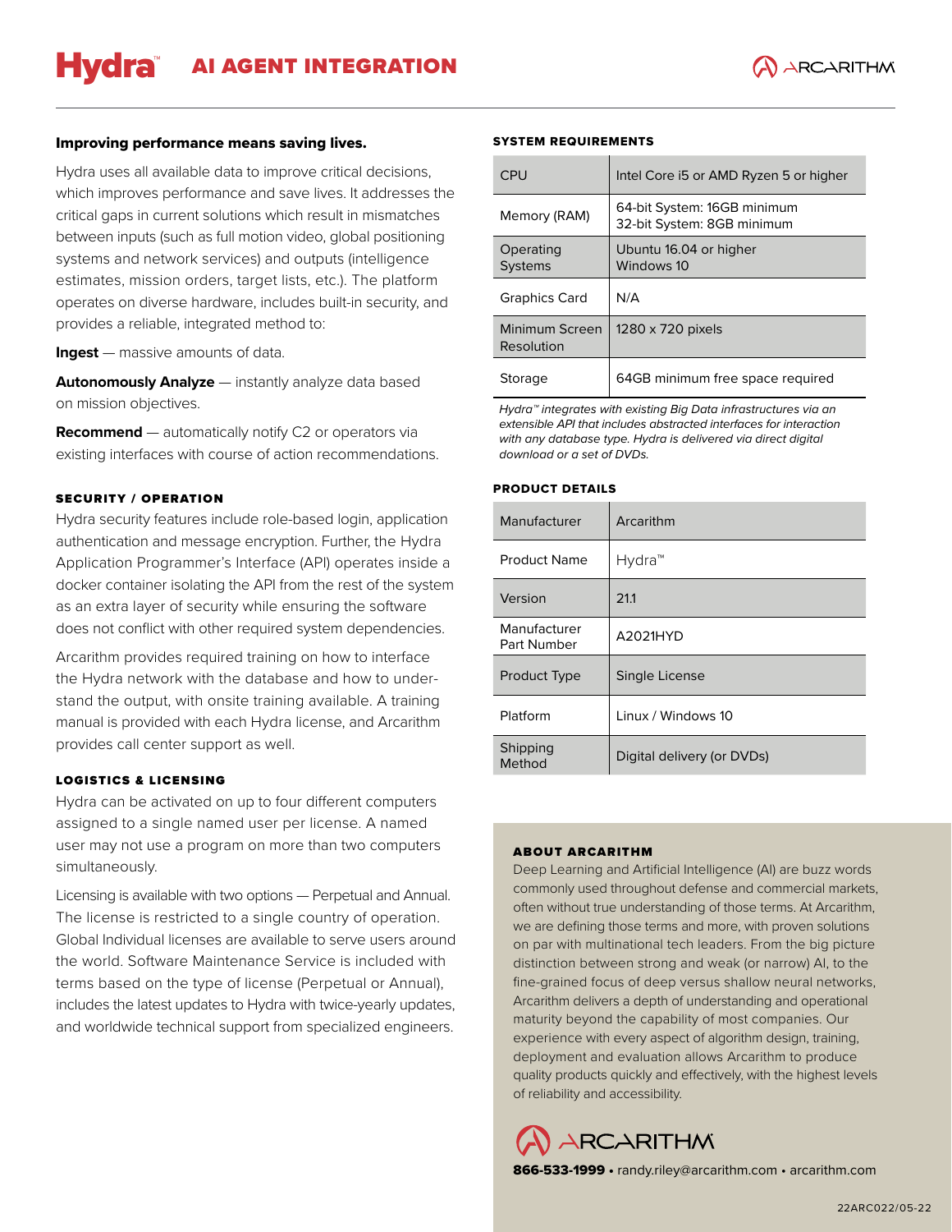# Hydra™ AI AGENT INTEGRATION

ARCARITHM

**Improving performance means saving lives.**

Hydra uses all available data to improve critical decisions, which improves performance and save lives. It addresses the critical gaps in current solutions which result in mismatches between inputs (such as full motion video, global positioning systems and network services) and outputs (intelligence estimates, mission orders, target lists, etc.). The platform operates on diverse hardware, includes built-in security, and provides a reliable, integrated method to:

**Ingest** — massive amounts of data.

**Autonomously Analyze** — instantly analyze data based on mission objectives.

**Recommend** — automatically notify C2 or operators via existing interfaces with course of action recommendations.

### SECURITY / OPERATION

Hydra security features include role-based login, application authentication and message encryption. Further, the Hydra Application Programmer's Interface (API) operates inside a docker container isolating the API from the rest of the system as an extra layer of security while ensuring the software does not conflict with other required system dependencies.

Arcarithm provides required training on how to interface the Hydra network with the database and how to understand the output, with onsite training available. A training manual is provided with each Hydra license, and Arcarithm provides call center support as well.

### LOGISTICS & LICENSING

Hydra can be activated on up to four different computers assigned to a single named user per license. A named user may not use a program on more than two computers simultaneously.

Licensing is available with two options — Perpetual and Annual. The license is restricted to a single country of operation. Global Individual licenses are available to serve users around the world. Software Maintenance Service is included with terms based on the type of license (Perpetual or Annual), includes the latest updates to Hydra with twice-yearly updates, and worldwide technical support from specialized engineers.

### SYSTEM REQUIREMENTS

| | |
|---|---|
| CPU | Intel Core i5 or AMD Ryzen 5 or higher |
| Memory (RAM) | 64-bit System: 16GB minimum<br>32-bit System: 8GB minimum |
| Operating Systems | Ubuntu 16.04 or higher<br>Windows 10 |
| Graphics Card | N/A |
| Minimum Screen Resolution | 1280 x 720 pixels |
| Storage | 64GB minimum free space required |

*Hydra™ integrates with existing Big Data infrastructures via an extensible API that includes abstracted interfaces for interaction with any database type. Hydra is delivered via direct digital download or a set of DVDs.*

### PRODUCT DETAILS

| | |
|---|---|
| Manufacturer | Arcarithm |
| Product Name | Hydra™ |
| Version | 21.1 |
| Manufacturer Part Number | A2021HYD |
| Product Type | Single License |
| Platform | Linux / Windows 10 |
| Shipping Method | Digital delivery (or DVDs) |

### ABOUT ARCARITHM

Deep Learning and Artificial Intelligence (AI) are buzz words commonly used throughout defense and commercial markets, often without true understanding of those terms. At Arcarithm, we are defining those terms and more, with proven solutions on par with multinational tech leaders. From the big picture distinction between strong and weak (or narrow) AI, to the fine-grained focus of deep versus shallow neural networks, Arcarithm delivers a depth of understanding and operational maturity beyond the capability of most companies. Our experience with every aspect of algorithm design, training, deployment and evaluation allows Arcarithm to produce quality products quickly and effectively, with the highest levels of reliability and accessibility.

ARCARITHM

**866-533-1999** • randy.riley@arcarithm.com • arcarithm.com

22ARC022/05-22